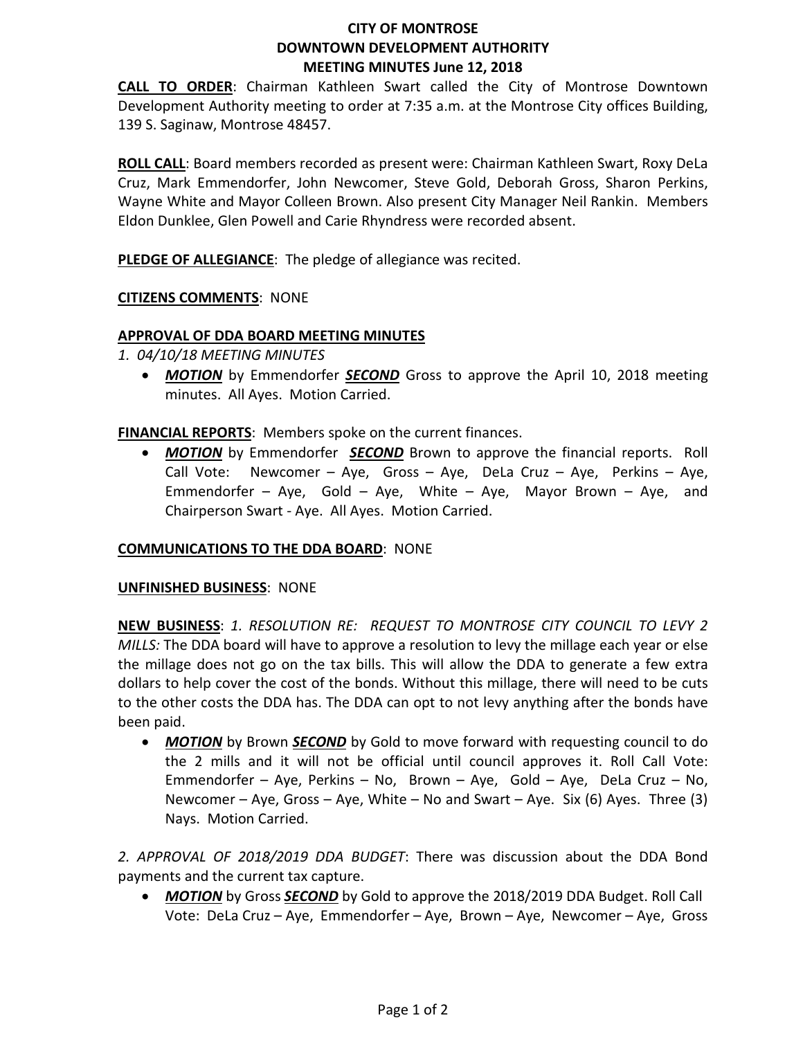# CITY OF MONTROSE
# DOWNTOWN DEVELOPMENT AUTHORITY
# MEETING MINUTES June 12, 2018

**CALL TO ORDER**: Chairman Kathleen Swart called the City of Montrose Downtown Development Authority meeting to order at 7:35 a.m. at the Montrose City offices Building, 139 S. Saginaw, Montrose 48457.

**ROLL CALL**: Board members recorded as present were: Chairman Kathleen Swart, Roxy DeLa Cruz, Mark Emmendorfer, John Newcomer, Steve Gold, Deborah Gross, Sharon Perkins, Wayne White and Mayor Colleen Brown. Also present City Manager Neil Rankin. Members Eldon Dunklee, Glen Powell and Carie Rhyndress were recorded absent.

**PLEDGE OF ALLEGIANCE**: The pledge of allegiance was recited.

**CITIZENS COMMENTS**: NONE

**APPROVAL OF DDA BOARD MEETING MINUTES**

*1. 04/10/18 MEETING MINUTES*

- ***MOTION*** by Emmendorfer ***SECOND*** Gross to approve the April 10, 2018 meeting minutes. All Ayes. Motion Carried.

**FINANCIAL REPORTS**: Members spoke on the current finances.

- ***MOTION*** by Emmendorfer ***SECOND*** Brown to approve the financial reports. Roll Call Vote: Newcomer – Aye, Gross – Aye, DeLa Cruz – Aye, Perkins – Aye, Emmendorfer – Aye, Gold – Aye, White – Aye, Mayor Brown – Aye, and Chairperson Swart - Aye. All Ayes. Motion Carried.

**COMMUNICATIONS TO THE DDA BOARD**: NONE

**UNFINISHED BUSINESS**: NONE

**NEW BUSINESS**: *1. RESOLUTION RE: REQUEST TO MONTROSE CITY COUNCIL TO LEVY 2 MILLS:* The DDA board will have to approve a resolution to levy the millage each year or else the millage does not go on the tax bills. This will allow the DDA to generate a few extra dollars to help cover the cost of the bonds. Without this millage, there will need to be cuts to the other costs the DDA has. The DDA can opt to not levy anything after the bonds have been paid.

- ***MOTION*** by Brown ***SECOND*** by Gold to move forward with requesting council to do the 2 mills and it will not be official until council approves it. Roll Call Vote: Emmendorfer – Aye, Perkins – No, Brown – Aye, Gold – Aye, DeLa Cruz – No, Newcomer – Aye, Gross – Aye, White – No and Swart – Aye. Six (6) Ayes. Three (3) Nays. Motion Carried.

*2. APPROVAL OF 2018/2019 DDA BUDGET*: There was discussion about the DDA Bond payments and the current tax capture.

- ***MOTION*** by Gross ***SECOND*** by Gold to approve the 2018/2019 DDA Budget. Roll Call Vote: DeLa Cruz – Aye, Emmendorfer – Aye, Brown – Aye, Newcomer – Aye, Gross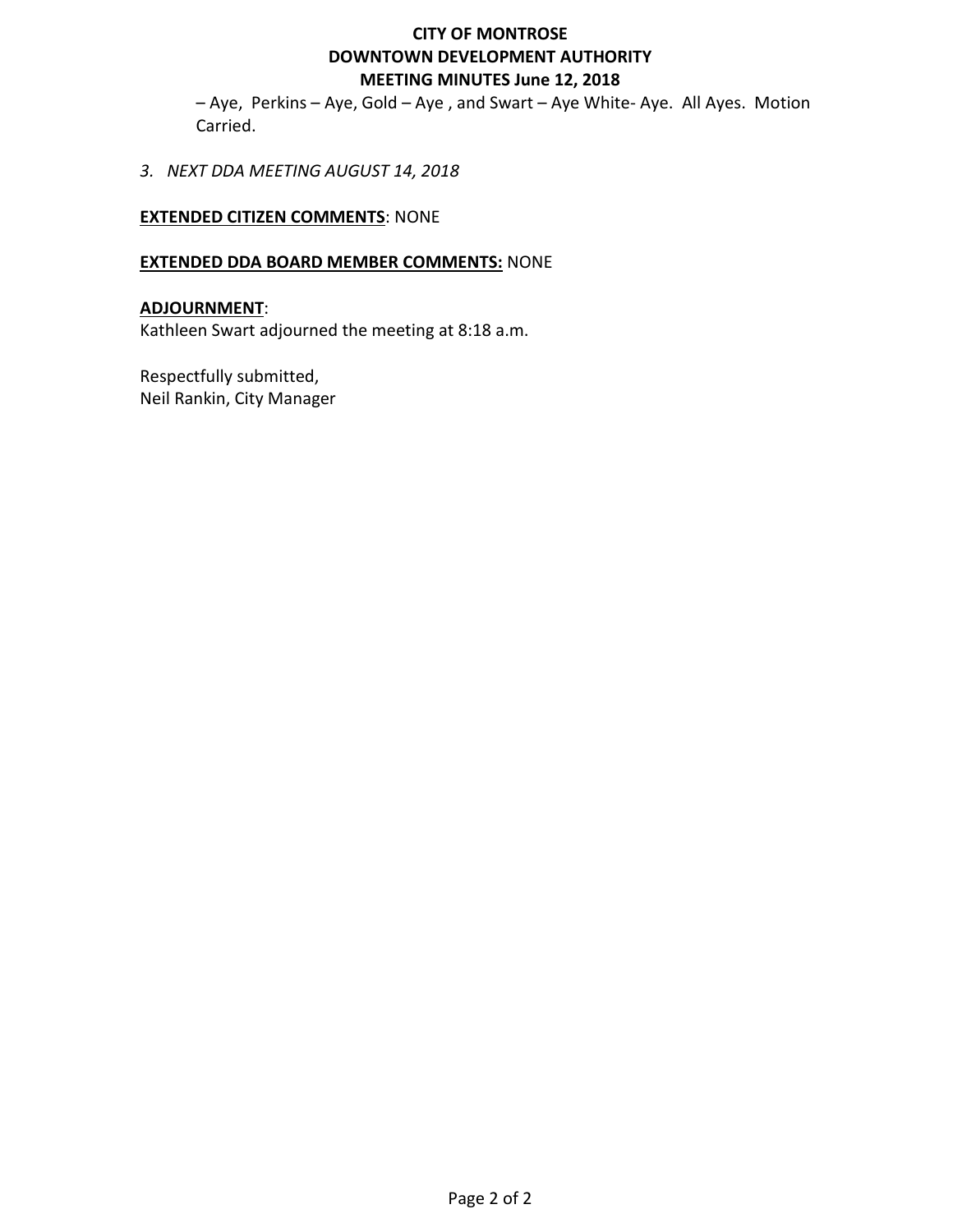– Aye, Perkins – Aye, Gold – Aye , and Swart – Aye White- Aye. All Ayes. Motion Carried.

*3. NEXT DDA MEETING AUGUST 14, 2018*

**EXTENDED CITIZEN COMMENTS**: NONE

**EXTENDED DDA BOARD MEMBER COMMENTS:** NONE

**ADJOURNMENT**:
Kathleen Swart adjourned the meeting at 8:18 a.m.

Respectfully submitted,
Neil Rankin, City Manager